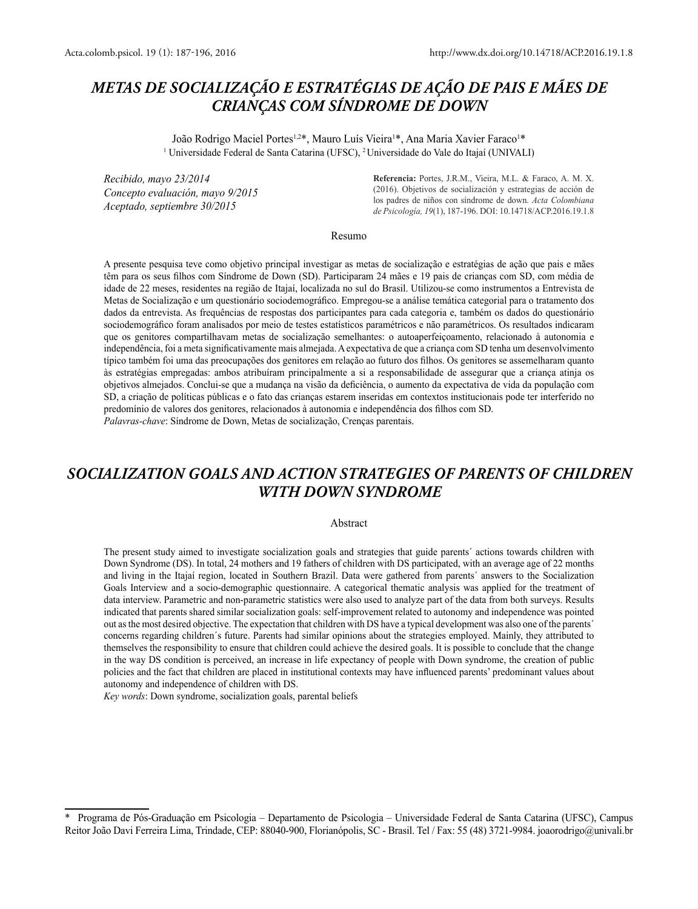# METAS DE SOCIALIZAÇÃO E ESTRATÉGIAS DE AÇÃO DE PAIS E MÃES DE CRIANÇAS COM SÍNDROME DE DOWN

João Rodrigo Maciel Portes[1,2]*, Mauro Luís Vieira[1]*, Ana Maria Xavier Faraco[1]*

[1] Universidade Federal de Santa Catarina (UFSC), [2] Universidade do Vale do Itajaí (UNIVALI)

*Recibido, mayo 23/2014*
*Concepto evaluación, mayo 9/2015*
*Aceptado, septiembre 30/2015*

**Referencia:** Portes, J.R.M., Vieira, M.L. & Faraco, A. M. X. (2016). Objetivos de socialización y estrategias de acción de los padres de niños con síndrome de down. *Acta Colombiana de Psicología, 19*(1), 187-196. DOI: 10.14718/ACP.2016.19.1.8

## Resumo

A presente pesquisa teve como objetivo principal investigar as metas de socialização e estratégias de ação que pais e mães têm para os seus filhos com Síndrome de Down (SD). Participaram 24 mães e 19 pais de crianças com SD, com média de idade de 22 meses, residentes na região de Itajaí, localizada no sul do Brasil. Utilizou-se como instrumentos a Entrevista de Metas de Socialização e um questionário sociodemográfico. Empregou-se a análise temática categorial para o tratamento dos dados da entrevista. As frequências de respostas dos participantes para cada categoria e, também os dados do questionário sociodemográfico foram analisados por meio de testes estatísticos paramétricos e não paramétricos. Os resultados indicaram que os genitores compartilhavam metas de socialização semelhantes: o autoaperfeiçoamento, relacionado à autonomia e independência, foi a meta significativamente mais almejada. A expectativa de que a criança com SD tenha um desenvolvimento típico também foi uma das preocupações dos genitores em relação ao futuro dos filhos. Os genitores se assemelharam quanto às estratégias empregadas: ambos atribuíram principalmente a si a responsabilidade de assegurar que a criança atinja os objetivos almejados. Conclui-se que a mudança na visão da deficiência, o aumento da expectativa de vida da população com SD, a criação de políticas públicas e o fato das crianças estarem inseridas em contextos institucionais pode ter interferido no predomínio de valores dos genitores, relacionados à autonomia e independência dos filhos com SD.

*Palavras-chave*: Síndrome de Down, Metas de socialização, Crenças parentais.

# SOCIALIZATION GOALS AND ACTION STRATEGIES OF PARENTS OF CHILDREN WITH DOWN SYNDROME

## Abstract

The present study aimed to investigate socialization goals and strategies that guide parents´ actions towards children with Down Syndrome (DS). In total, 24 mothers and 19 fathers of children with DS participated, with an average age of 22 months and living in the Itajaí region, located in Southern Brazil. Data were gathered from parents´ answers to the Socialization Goals Interview and a socio-demographic questionnaire. A categorical thematic analysis was applied for the treatment of data interview. Parametric and non-parametric statistics were also used to analyze part of the data from both surveys. Results indicated that parents shared similar socialization goals: self-improvement related to autonomy and independence was pointed out as the most desired objective. The expectation that children with DS have a typical development was also one of the parents´ concerns regarding children´s future. Parents had similar opinions about the strategies employed. Mainly, they attributed to themselves the responsibility to ensure that children could achieve the desired goals. It is possible to conclude that the change in the way DS condition is perceived, an increase in life expectancy of people with Down syndrome, the creation of public policies and the fact that children are placed in institutional contexts may have influenced parents' predominant values about autonomy and independence of children with DS.

*Key words*: Down syndrome, socialization goals, parental beliefs

---

\* Programa de Pós-Graduação em Psicologia – Departamento de Psicologia – Universidade Federal de Santa Catarina (UFSC), Campus Reitor João Davi Ferreira Lima, Trindade, CEP: 88040-900, Florianópolis, SC - Brasil. Tel / Fax: 55 (48) 3721-9984. joaorodrigo@univali.br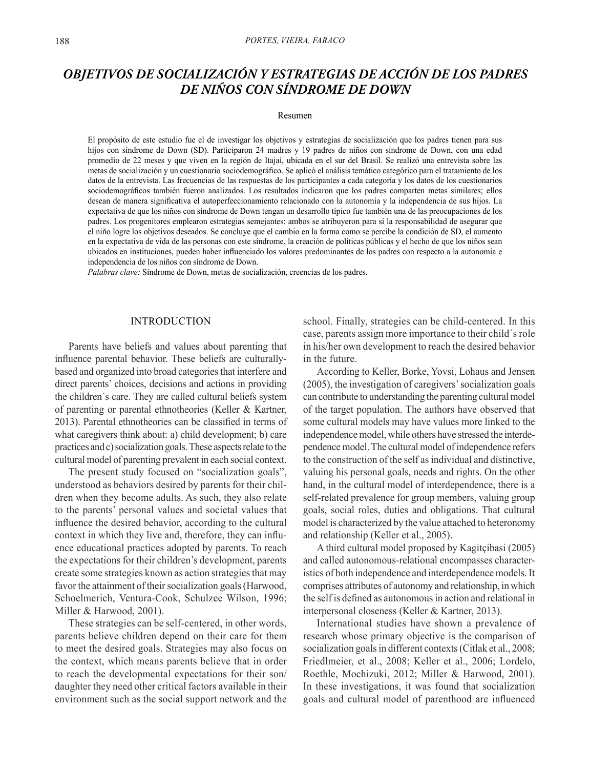# *OBJETIVOS DE SOCIALIZACIÓN Y ESTRATEGIAS DE ACCIÓN DE LOS PADRES DE NIÑOS CON SÍNDROME DE DOWN*

Resumen

El propósito de este estudio fue el de investigar los objetivos y estrategias de socialización que los padres tienen para sus hijos con síndrome de Down (SD). Participaron 24 madres y 19 padres de niños con síndrome de Down, con una edad promedio de 22 meses y que viven en la región de Itajaí, ubicada en el sur del Brasil. Se realizó una entrevista sobre las metas de socialización y un cuestionario sociodemográfico. Se aplicó el análisis temático categórico para el tratamiento de los datos de la entrevista. Las frecuencias de las respuestas de los participantes a cada categoría y los datos de los cuestionarios sociodemográficos también fueron analizados. Los resultados indicaron que los padres comparten metas similares; ellos desean de manera significativa el autoperfeccionamiento relacionado con la autonomía y la independencia de sus hijos. La expectativa de que los niños con síndrome de Down tengan un desarrollo típico fue también una de las preocupaciones de los padres. Los progenitores emplearon estrategias semejantes: ambos se atribuyeron para sí la responsabilidad de asegurar que el niño logre los objetivos deseados. Se concluye que el cambio en la forma como se percibe la condición de SD, el aumento en la expectativa de vida de las personas con este síndrome, la creación de políticas públicas y el hecho de que los niños sean ubicados en instituciones, pueden haber influenciado los valores predominantes de los padres con respecto a la autonomía e independencia de los niños con síndrome de Down.

*Palabras clave:* Síndrome de Down, metas de socialización, creencias de los padres.

## INTRODUCTION

Parents have beliefs and values about parenting that influence parental behavior. These beliefs are culturally-based and organized into broad categories that interfere and direct parents' choices, decisions and actions in providing the children´s care. They are called cultural beliefs system of parenting or parental ethnotheories (Keller & Kartner, 2013). Parental ethnotheories can be classified in terms of what caregivers think about: a) child development; b) care practices and c) socialization goals. These aspects relate to the cultural model of parenting prevalent in each social context.

The present study focused on "socialization goals", understood as behaviors desired by parents for their children when they become adults. As such, they also relate to the parents' personal values and societal values that influence the desired behavior, according to the cultural context in which they live and, therefore, they can influence educational practices adopted by parents. To reach the expectations for their children's development, parents create some strategies known as action strategies that may favor the attainment of their socialization goals (Harwood, Schoelmerich, Ventura-Cook, Schulzee Wilson, 1996; Miller & Harwood, 2001).

These strategies can be self-centered, in other words, parents believe children depend on their care for them to meet the desired goals. Strategies may also focus on the context, which means parents believe that in order to reach the developmental expectations for their son/daughter they need other critical factors available in their environment such as the social support network and the school. Finally, strategies can be child-centered. In this case, parents assign more importance to their child´s role in his/her own development to reach the desired behavior in the future.

According to Keller, Borke, Yovsi, Lohaus and Jensen (2005), the investigation of caregivers' socialization goals can contribute to understanding the parenting cultural model of the target population. The authors have observed that some cultural models may have values more linked to the independence model, while others have stressed the interdependence model. The cultural model of independence refers to the construction of the self as individual and distinctive, valuing his personal goals, needs and rights. On the other hand, in the cultural model of interdependence, there is a self-related prevalence for group members, valuing group goals, social roles, duties and obligations. That cultural model is characterized by the value attached to heteronomy and relationship (Keller et al., 2005).

A third cultural model proposed by Kagitçibasi (2005) and called autonomous-relational encompasses characteristics of both independence and interdependence models. It comprises attributes of autonomy and relationship, in which the self is defined as autonomous in action and relational in interpersonal closeness (Keller & Kartner, 2013).

International studies have shown a prevalence of research whose primary objective is the comparison of socialization goals in different contexts (Citlak et al., 2008; Friedlmeier, et al., 2008; Keller et al., 2006; Lordelo, Roethle, Mochizuki, 2012; Miller & Harwood, 2001). In these investigations, it was found that socialization goals and cultural model of parenthood are influenced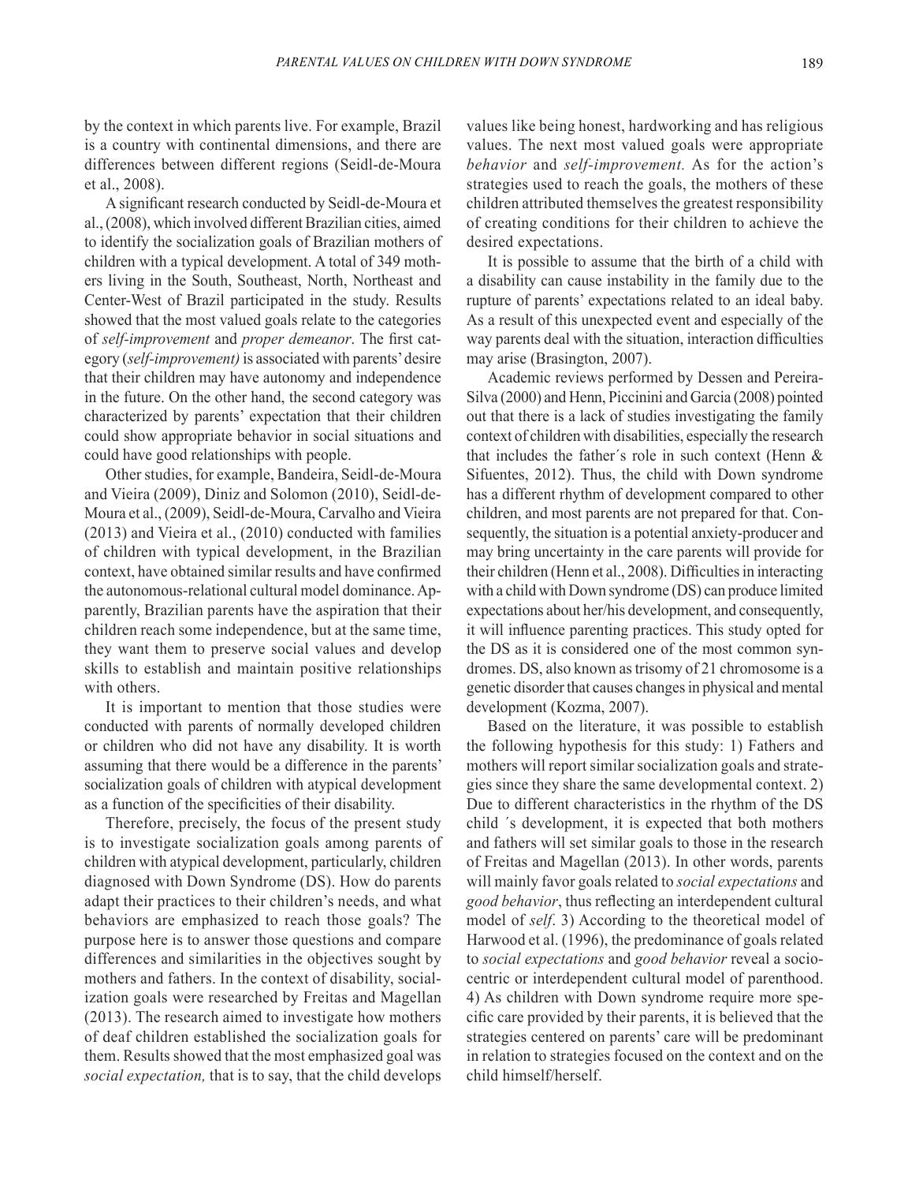by the context in which parents live. For example, Brazil is a country with continental dimensions, and there are differences between different regions (Seidl-de-Moura et al., 2008).

A significant research conducted by Seidl-de-Moura et al., (2008), which involved different Brazilian cities, aimed to identify the socialization goals of Brazilian mothers of children with a typical development. A total of 349 mothers living in the South, Southeast, North, Northeast and Center-West of Brazil participated in the study. Results showed that the most valued goals relate to the categories of *self-improvement* and *proper demeanor*. The first category (*self-improvement)* is associated with parents' desire that their children may have autonomy and independence in the future. On the other hand, the second category was characterized by parents' expectation that their children could show appropriate behavior in social situations and could have good relationships with people.

Other studies, for example, Bandeira, Seidl-de-Moura and Vieira (2009), Diniz and Solomon (2010), Seidl-de-Moura et al., (2009), Seidl-de-Moura, Carvalho and Vieira (2013) and Vieira et al., (2010) conducted with families of children with typical development, in the Brazilian context, have obtained similar results and have confirmed the autonomous-relational cultural model dominance. Apparently, Brazilian parents have the aspiration that their children reach some independence, but at the same time, they want them to preserve social values and develop skills to establish and maintain positive relationships with others.

It is important to mention that those studies were conducted with parents of normally developed children or children who did not have any disability. It is worth assuming that there would be a difference in the parents' socialization goals of children with atypical development as a function of the specificities of their disability.

Therefore, precisely, the focus of the present study is to investigate socialization goals among parents of children with atypical development, particularly, children diagnosed with Down Syndrome (DS). How do parents adapt their practices to their children's needs, and what behaviors are emphasized to reach those goals? The purpose here is to answer those questions and compare differences and similarities in the objectives sought by mothers and fathers. In the context of disability, socialization goals were researched by Freitas and Magellan (2013). The research aimed to investigate how mothers of deaf children established the socialization goals for them. Results showed that the most emphasized goal was *social expectation,* that is to say, that the child develops values like being honest, hardworking and has religious values. The next most valued goals were appropriate *behavior* and *self-improvement.* As for the action's strategies used to reach the goals, the mothers of these children attributed themselves the greatest responsibility of creating conditions for their children to achieve the desired expectations.

It is possible to assume that the birth of a child with a disability can cause instability in the family due to the rupture of parents' expectations related to an ideal baby. As a result of this unexpected event and especially of the way parents deal with the situation, interaction difficulties may arise (Brasington, 2007).

Academic reviews performed by Dessen and Pereira-Silva (2000) and Henn, Piccinini and Garcia (2008) pointed out that there is a lack of studies investigating the family context of children with disabilities, especially the research that includes the father´s role in such context (Henn & Sifuentes, 2012). Thus, the child with Down syndrome has a different rhythm of development compared to other children, and most parents are not prepared for that. Consequently, the situation is a potential anxiety-producer and may bring uncertainty in the care parents will provide for their children (Henn et al., 2008). Difficulties in interacting with a child with Down syndrome (DS) can produce limited expectations about her/his development, and consequently, it will influence parenting practices. This study opted for the DS as it is considered one of the most common syndromes. DS, also known as trisomy of 21 chromosome is a genetic disorder that causes changes in physical and mental development (Kozma, 2007).

Based on the literature, it was possible to establish the following hypothesis for this study: 1) Fathers and mothers will report similar socialization goals and strategies since they share the same developmental context. 2) Due to different characteristics in the rhythm of the DS child ´s development, it is expected that both mothers and fathers will set similar goals to those in the research of Freitas and Magellan (2013). In other words, parents will mainly favor goals related to *social expectations* and *good behavior*, thus reflecting an interdependent cultural model of *self*. 3) According to the theoretical model of Harwood et al. (1996), the predominance of goals related to *social expectations* and *good behavior* reveal a sociocentric or interdependent cultural model of parenthood. 4) As children with Down syndrome require more specific care provided by their parents, it is believed that the strategies centered on parents' care will be predominant in relation to strategies focused on the context and on the child himself/herself.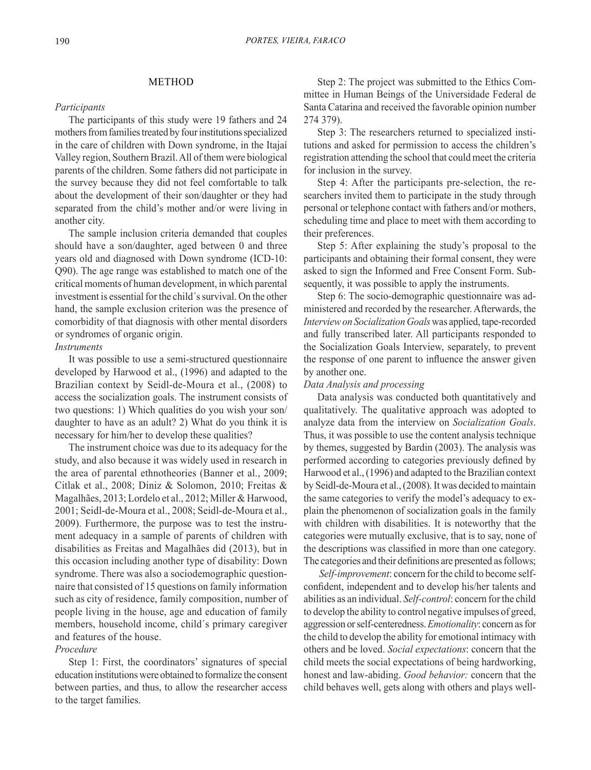## METHOD

*Participants*

The participants of this study were 19 fathers and 24 mothers from families treated by four institutions specialized in the care of children with Down syndrome, in the Itajaí Valley region, Southern Brazil. All of them were biological parents of the children. Some fathers did not participate in the survey because they did not feel comfortable to talk about the development of their son/daughter or they had separated from the child's mother and/or were living in another city.

The sample inclusion criteria demanded that couples should have a son/daughter, aged between 0 and three years old and diagnosed with Down syndrome (ICD-10: Q90). The age range was established to match one of the critical moments of human development, in which parental investment is essential for the child´s survival. On the other hand, the sample exclusion criterion was the presence of comorbidity of that diagnosis with other mental disorders or syndromes of organic origin.

*Instruments*

It was possible to use a semi-structured questionnaire developed by Harwood et al., (1996) and adapted to the Brazilian context by Seidl-de-Moura et al., (2008) to access the socialization goals. The instrument consists of two questions: 1) Which qualities do you wish your son/daughter to have as an adult? 2) What do you think it is necessary for him/her to develop these qualities?

The instrument choice was due to its adequacy for the study, and also because it was widely used in research in the area of parental ethnotheories (Banner et al., 2009; Citlak et al., 2008; Diniz & Solomon, 2010; Freitas & Magalhães, 2013; Lordelo et al., 2012; Miller & Harwood, 2001; Seidl-de-Moura et al., 2008; Seidl-de-Moura et al., 2009). Furthermore, the purpose was to test the instrument adequacy in a sample of parents of children with disabilities as Freitas and Magalhães did (2013), but in this occasion including another type of disability: Down syndrome. There was also a sociodemographic questionnaire that consisted of 15 questions on family information such as city of residence, family composition, number of people living in the house, age and education of family members, household income, child´s primary caregiver and features of the house.

*Procedure*

Step 1: First, the coordinators' signatures of special education institutions were obtained to formalize the consent between parties, and thus, to allow the researcher access to the target families.

Step 2: The project was submitted to the Ethics Committee in Human Beings of the Universidade Federal de Santa Catarina and received the favorable opinion number 274 379).

Step 3: The researchers returned to specialized institutions and asked for permission to access the children's registration attending the school that could meet the criteria for inclusion in the survey.

Step 4: After the participants pre-selection, the researchers invited them to participate in the study through personal or telephone contact with fathers and/or mothers, scheduling time and place to meet with them according to their preferences.

Step 5: After explaining the study's proposal to the participants and obtaining their formal consent, they were asked to sign the Informed and Free Consent Form. Subsequently, it was possible to apply the instruments.

Step 6: The socio-demographic questionnaire was administered and recorded by the researcher. Afterwards, the *Interview on Socialization Goals* was applied, tape-recorded and fully transcribed later. All participants responded to the Socialization Goals Interview, separately, to prevent the response of one parent to influence the answer given by another one.

*Data Analysis and processing*

Data analysis was conducted both quantitatively and qualitatively. The qualitative approach was adopted to analyze data from the interview on *Socialization Goals*. Thus, it was possible to use the content analysis technique by themes, suggested by Bardin (2003). The analysis was performed according to categories previously defined by Harwood et al., (1996) and adapted to the Brazilian context by Seidl-de-Moura et al., (2008). It was decided to maintain the same categories to verify the model's adequacy to explain the phenomenon of socialization goals in the family with children with disabilities. It is noteworthy that the categories were mutually exclusive, that is to say, none of the descriptions was classified in more than one category. The categories and their definitions are presented as follows;

*Self-improvement*: concern for the child to become self-confident, independent and to develop his/her talents and abilities as an individual. *Self-control*: concern for the child to develop the ability to control negative impulses of greed, aggression or self-centeredness. *Emotionality*: concern as for the child to develop the ability for emotional intimacy with others and be loved. *Social expectations*: concern that the child meets the social expectations of being hardworking, honest and law-abiding. *Good behavior:* concern that the child behaves well, gets along with others and plays well-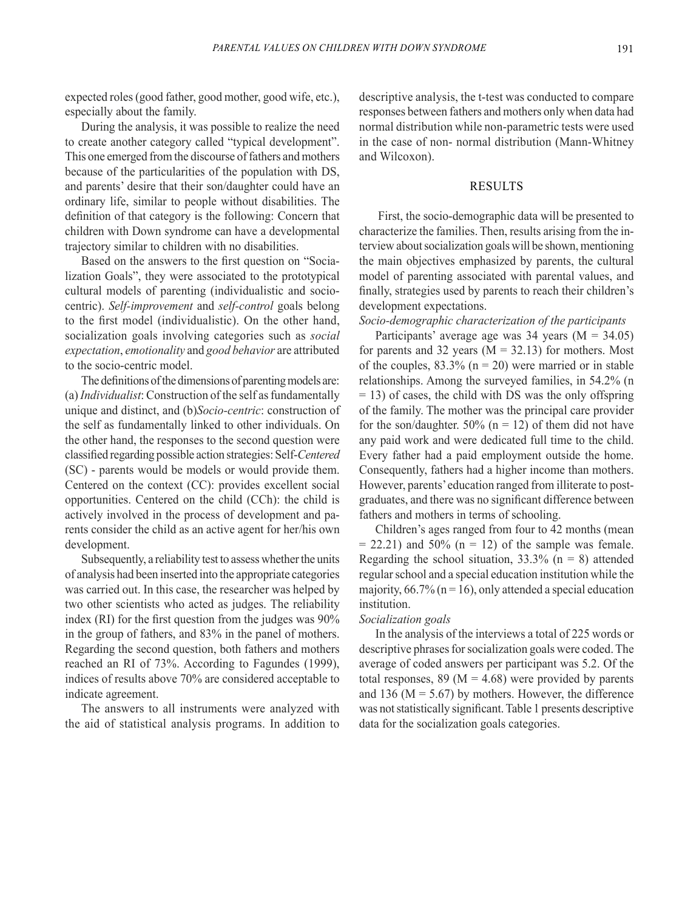expected roles (good father, good mother, good wife, etc.), especially about the family.

During the analysis, it was possible to realize the need to create another category called "typical development". This one emerged from the discourse of fathers and mothers because of the particularities of the population with DS, and parents' desire that their son/daughter could have an ordinary life, similar to people without disabilities. The definition of that category is the following: Concern that children with Down syndrome can have a developmental trajectory similar to children with no disabilities.

Based on the answers to the first question on "Socialization Goals", they were associated to the prototypical cultural models of parenting (individualistic and sociocentric). *Self-improvement* and *self-control* goals belong to the first model (individualistic). On the other hand, socialization goals involving categories such as *social expectation*, *emotionality* and *good behavior* are attributed to the socio-centric model.

The definitions of the dimensions of parenting models are: (a) *Individualist*: Construction of the self as fundamentally unique and distinct, and (b)*Socio-centric*: construction of the self as fundamentally linked to other individuals. On the other hand, the responses to the second question were classified regarding possible action strategies: Self-*Centered* (SC) - parents would be models or would provide them. Centered on the context (CC): provides excellent social opportunities. Centered on the child (CCh): the child is actively involved in the process of development and parents consider the child as an active agent for her/his own development.

Subsequently, a reliability test to assess whether the units of analysis had been inserted into the appropriate categories was carried out. In this case, the researcher was helped by two other scientists who acted as judges. The reliability index (RI) for the first question from the judges was 90% in the group of fathers, and 83% in the panel of mothers. Regarding the second question, both fathers and mothers reached an RI of 73%. According to Fagundes (1999), indices of results above 70% are considered acceptable to indicate agreement.

The answers to all instruments were analyzed with the aid of statistical analysis programs. In addition to descriptive analysis, the t-test was conducted to compare responses between fathers and mothers only when data had normal distribution while non-parametric tests were used in the case of non- normal distribution (Mann-Whitney and Wilcoxon).

## RESULTS

First, the socio-demographic data will be presented to characterize the families. Then, results arising from the interview about socialization goals will be shown, mentioning the main objectives emphasized by parents, the cultural model of parenting associated with parental values, and finally, strategies used by parents to reach their children's development expectations.

### *Socio-demographic characterization of the participants*

Participants' average age was 34 years ($M = 34.05$) for parents and 32 years ($M = 32.13$) for mothers. Most of the couples, 83.3% ($n = 20$) were married or in stable relationships. Among the surveyed families, in 54.2% ($n = 13$) of cases, the child with DS was the only offspring of the family. The mother was the principal care provider for the son/daughter. 50% ($n = 12$) of them did not have any paid work and were dedicated full time to the child. Every father had a paid employment outside the home. Consequently, fathers had a higher income than mothers. However, parents' education ranged from illiterate to postgraduates, and there was no significant difference between fathers and mothers in terms of schooling.

Children's ages ranged from four to 42 months (mean $= 22.21$) and 50% ($n = 12$) of the sample was female. Regarding the school situation, 33.3% ($n = 8$) attended regular school and a special education institution while the majority, 66.7% ($n = 16$), only attended a special education institution.

### *Socialization goals*

In the analysis of the interviews a total of 225 words or descriptive phrases for socialization goals were coded. The average of coded answers per participant was 5.2. Of the total responses, 89 ($M = 4.68$) were provided by parents and 136 ($M = 5.67$) by mothers. However, the difference was not statistically significant. Table 1 presents descriptive data for the socialization goals categories.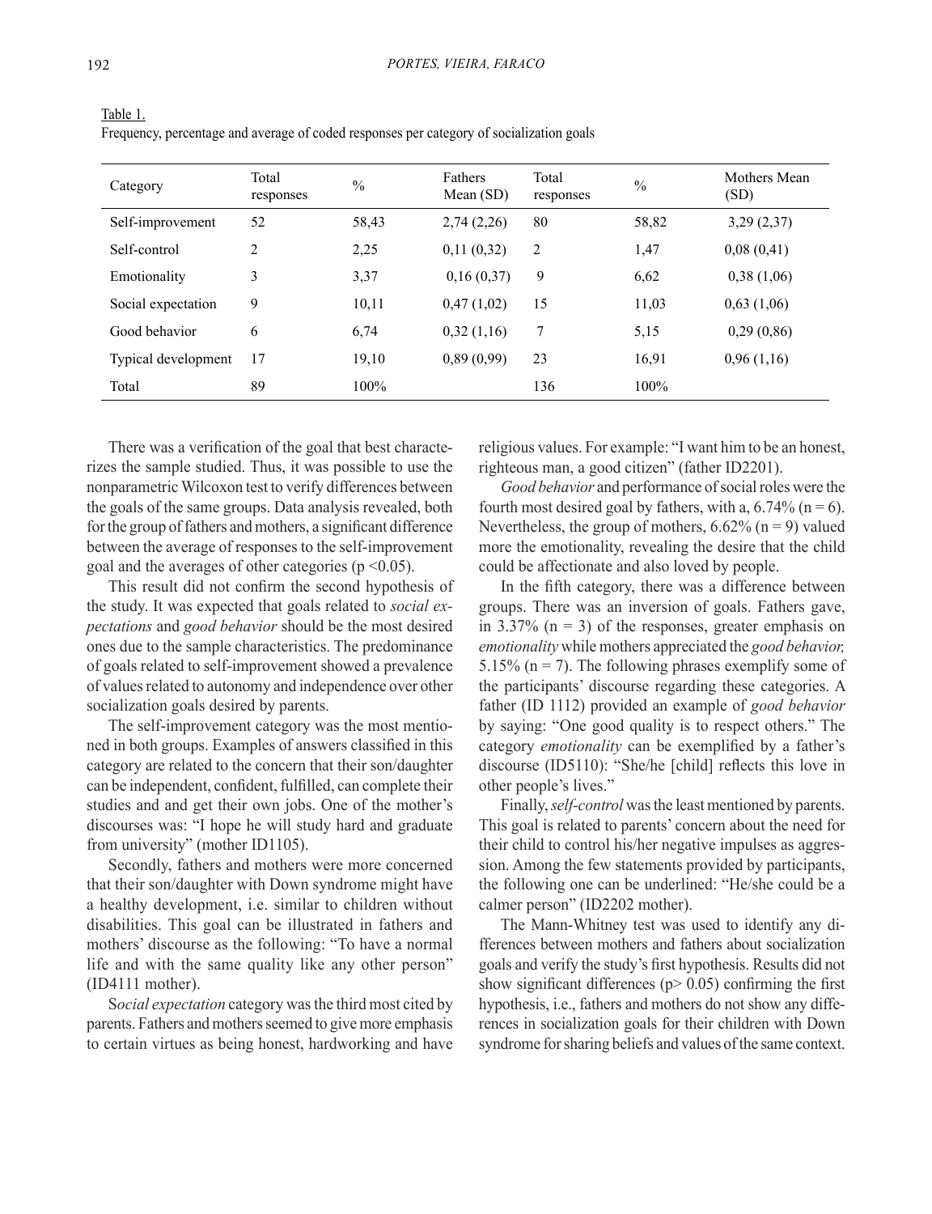Table 1.
Frequency, percentage and average of coded responses per category of socialization goals

| Category | Total responses | % | Fathers Mean (SD) | Total responses | % | Mothers Mean (SD) |
|---|---|---|---|---|---|---|
| Self-improvement | 52 | 58,43 | 2,74 (2,26) | 80 | 58,82 | 3,29 (2,37) |
| Self-control | 2 | 2,25 | 0,11 (0,32) | 2 | 1,47 | 0,08 (0,41) |
| Emotionality | 3 | 3,37 | 0,16 (0,37) | 9 | 6,62 | 0,38 (1,06) |
| Social expectation | 9 | 10,11 | 0,47 (1,02) | 15 | 11,03 | 0,63 (1,06) |
| Good behavior | 6 | 6,74 | 0,32 (1,16) | 7 | 5,15 | 0,29 (0,86) |
| Typical development | 17 | 19,10 | 0,89 (0,99) | 23 | 16,91 | 0,96 (1,16) |
| Total | 89 | 100% | | 136 | 100% | |

There was a verification of the goal that best characterizes the sample studied. Thus, it was possible to use the nonparametric Wilcoxon test to verify differences between the goals of the same groups. Data analysis revealed, both for the group of fathers and mothers, a significant difference between the average of responses to the self-improvement goal and the averages of other categories ($p < 0.05$).

This result did not confirm the second hypothesis of the study. It was expected that goals related to *social expectations* and *good behavior* should be the most desired ones due to the sample characteristics. The predominance of goals related to self-improvement showed a prevalence of values related to autonomy and independence over other socialization goals desired by parents.

The self-improvement category was the most mentioned in both groups. Examples of answers classified in this category are related to the concern that their son/daughter can be independent, confident, fulfilled, can complete their studies and and get their own jobs. One of the mother's discourses was: "I hope he will study hard and graduate from university" (mother ID1105).

Secondly, fathers and mothers were more concerned that their son/daughter with Down syndrome might have a healthy development, i.e. similar to children without disabilities. This goal can be illustrated in fathers and mothers' discourse as the following: "To have a normal life and with the same quality like any other person" (ID4111 mother).

S*ocial expectation* category was the third most cited by parents. Fathers and mothers seemed to give more emphasis to certain virtues as being honest, hardworking and have religious values. For example: "I want him to be an honest, righteous man, a good citizen" (father ID2201).

*Good behavior* and performance of social roles were the fourth most desired goal by fathers, with a, 6.74% (n = 6). Nevertheless, the group of mothers, 6.62% (n = 9) valued more the emotionality, revealing the desire that the child could be affectionate and also loved by people.

In the fifth category, there was a difference between groups. There was an inversion of goals. Fathers gave, in 3.37% (n = 3) of the responses, greater emphasis on *emotionality* while mothers appreciated the *good behavior,* 5.15% (n = 7). The following phrases exemplify some of the participants' discourse regarding these categories. A father (ID 1112) provided an example of *good behavior* by saying: "One good quality is to respect others." The category *emotionality* can be exemplified by a father's discourse (ID5110): "She/he [child] reflects this love in other people's lives."

Finally, *self-control* was the least mentioned by parents. This goal is related to parents' concern about the need for their child to control his/her negative impulses as aggression. Among the few statements provided by participants, the following one can be underlined: "He/she could be a calmer person" (ID2202 mother).

The Mann-Whitney test was used to identify any differences between mothers and fathers about socialization goals and verify the study's first hypothesis. Results did not show significant differences ($p > 0.05$) confirming the first hypothesis, i.e., fathers and mothers do not show any differences in socialization goals for their children with Down syndrome for sharing beliefs and values of the same context.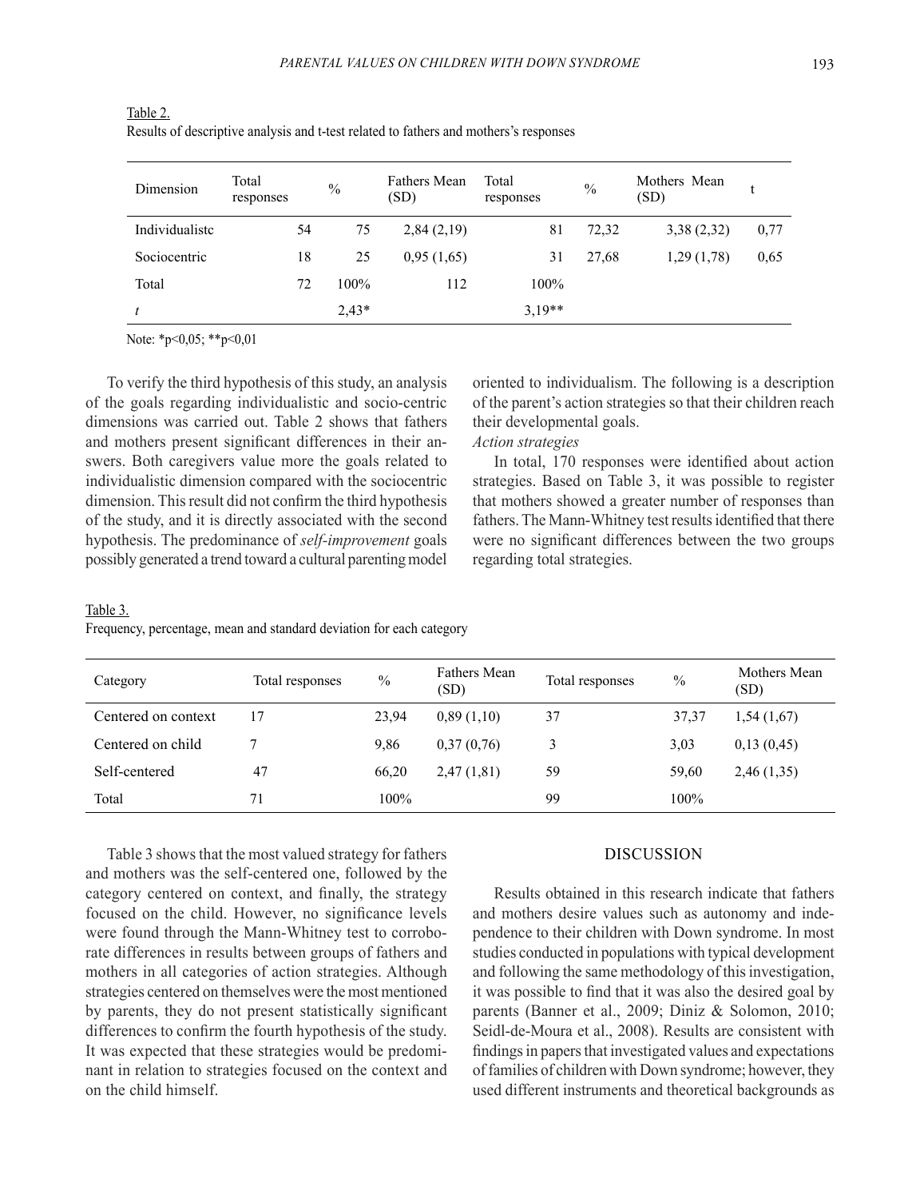Table 2.
Results of descriptive analysis and t-test related to fathers and mothers's responses

| Dimension | Total responses | % | Fathers Mean (SD) | Total responses | % | Mothers Mean (SD) | t |
|---|---|---|---|---|---|---|---|
| Individualistc | 54 | 75 | 2,84 (2,19) | 81 | 72,32 | 3,38 (2,32) | 0,77 |
| Sociocentric | 18 | 25 | 0,95 (1,65) | 31 | 27,68 | 1,29 (1,78) | 0,65 |
| Total | 72 | 100% | 112 | 100% | | | |
| *t* | | 2,43* | | 3,19** | | | |

Note: *p<0,05; **p<0,01

To verify the third hypothesis of this study, an analysis of the goals regarding individualistic and socio-centric dimensions was carried out. Table 2 shows that fathers and mothers present significant differences in their answers. Both caregivers value more the goals related to individualistic dimension compared with the sociocentric dimension. This result did not confirm the third hypothesis of the study, and it is directly associated with the second hypothesis. The predominance of *self-improvement* goals possibly generated a trend toward a cultural parenting model oriented to individualism. The following is a description of the parent's action strategies so that their children reach their developmental goals.

*Action strategies*

In total, 170 responses were identified about action strategies. Based on Table 3, it was possible to register that mothers showed a greater number of responses than fathers. The Mann-Whitney test results identified that there were no significant differences between the two groups regarding total strategies.

Table 3.
Frequency, percentage, mean and standard deviation for each category

| Category | Total responses | % | Fathers Mean (SD) | Total responses | % | Mothers Mean (SD) |
|---|---|---|---|---|---|---|
| Centered on context | 17 | 23,94 | 0,89 (1,10) | 37 | 37,37 | 1,54 (1,67) |
| Centered on child | 7 | 9,86 | 0,37 (0,76) | 3 | 3,03 | 0,13 (0,45) |
| Self-centered | 47 | 66,20 | 2,47 (1,81) | 59 | 59,60 | 2,46 (1,35) |
| Total | 71 | 100% | | 99 | 100% | |

Table 3 shows that the most valued strategy for fathers and mothers was the self-centered one, followed by the category centered on context, and finally, the strategy focused on the child. However, no significance levels were found through the Mann-Whitney test to corroborate differences in results between groups of fathers and mothers in all categories of action strategies. Although strategies centered on themselves were the most mentioned by parents, they do not present statistically significant differences to confirm the fourth hypothesis of the study. It was expected that these strategies would be predominant in relation to strategies focused on the context and on the child himself.

## DISCUSSION

Results obtained in this research indicate that fathers and mothers desire values such as autonomy and independence to their children with Down syndrome. In most studies conducted in populations with typical development and following the same methodology of this investigation, it was possible to find that it was also the desired goal by parents (Banner et al., 2009; Diniz & Solomon, 2010; Seidl-de-Moura et al., 2008). Results are consistent with findings in papers that investigated values and expectations of families of children with Down syndrome; however, they used different instruments and theoretical backgrounds as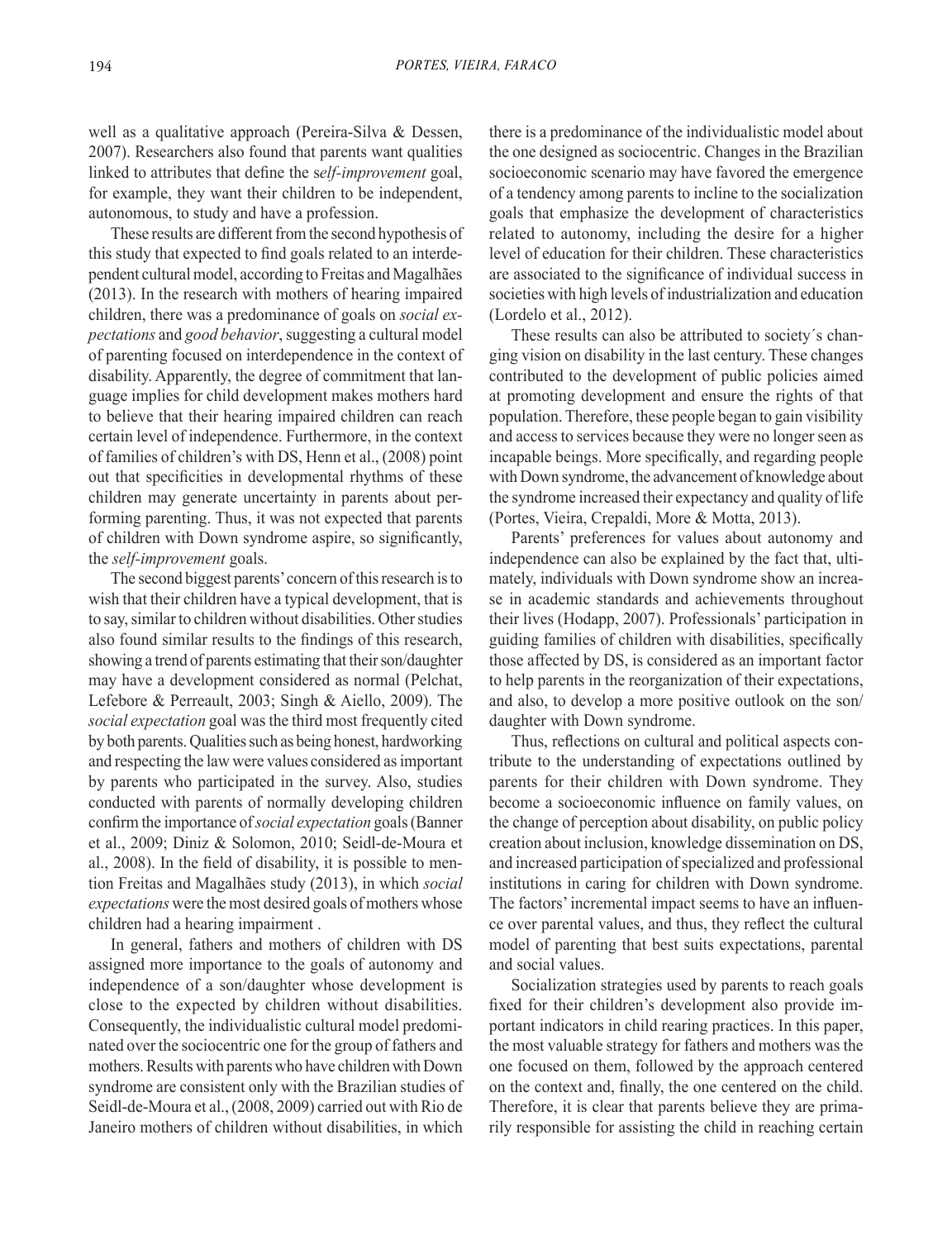well as a qualitative approach (Pereira-Silva & Dessen, 2007). Researchers also found that parents want qualities linked to attributes that define the s*elf-improvement* goal, for example, they want their children to be independent, autonomous, to study and have a profession.

These results are different from the second hypothesis of this study that expected to find goals related to an interdependent cultural model, according to Freitas and Magalhães (2013). In the research with mothers of hearing impaired children, there was a predominance of goals on *social expectations* and *good behavior*, suggesting a cultural model of parenting focused on interdependence in the context of disability. Apparently, the degree of commitment that language implies for child development makes mothers hard to believe that their hearing impaired children can reach certain level of independence. Furthermore, in the context of families of children's with DS, Henn et al., (2008) point out that specificities in developmental rhythms of these children may generate uncertainty in parents about performing parenting. Thus, it was not expected that parents of children with Down syndrome aspire, so significantly, the *self-improvement* goals.

The second biggest parents' concern of this research is to wish that their children have a typical development, that is to say, similar to children without disabilities. Other studies also found similar results to the findings of this research, showing a trend of parents estimating that their son/daughter may have a development considered as normal (Pelchat, Lefebore & Perreault, 2003; Singh & Aiello, 2009). The *social expectation* goal was the third most frequently cited by both parents. Qualities such as being honest, hardworking and respecting the law were values considered as important by parents who participated in the survey. Also, studies conducted with parents of normally developing children confirm the importance of *social expectation* goals (Banner et al., 2009; Diniz & Solomon, 2010; Seidl-de-Moura et al., 2008). In the field of disability, it is possible to mention Freitas and Magalhães study (2013), in which *social expectations* were the most desired goals of mothers whose children had a hearing impairment .

In general, fathers and mothers of children with DS assigned more importance to the goals of autonomy and independence of a son/daughter whose development is close to the expected by children without disabilities. Consequently, the individualistic cultural model predominated over the sociocentric one for the group of fathers and mothers. Results with parents who have children with Down syndrome are consistent only with the Brazilian studies of Seidl-de-Moura et al., (2008, 2009) carried out with Rio de Janeiro mothers of children without disabilities, in which there is a predominance of the individualistic model about the one designed as sociocentric. Changes in the Brazilian socioeconomic scenario may have favored the emergence of a tendency among parents to incline to the socialization goals that emphasize the development of characteristics related to autonomy, including the desire for a higher level of education for their children. These characteristics are associated to the significance of individual success in societies with high levels of industrialization and education (Lordelo et al., 2012).

These results can also be attributed to society´s changing vision on disability in the last century. These changes contributed to the development of public policies aimed at promoting development and ensure the rights of that population. Therefore, these people began to gain visibility and access to services because they were no longer seen as incapable beings. More specifically, and regarding people with Down syndrome, the advancement of knowledge about the syndrome increased their expectancy and quality of life (Portes, Vieira, Crepaldi, More & Motta, 2013).

Parents' preferences for values about autonomy and independence can also be explained by the fact that, ultimately, individuals with Down syndrome show an increase in academic standards and achievements throughout their lives (Hodapp, 2007). Professionals' participation in guiding families of children with disabilities, specifically those affected by DS, is considered as an important factor to help parents in the reorganization of their expectations, and also, to develop a more positive outlook on the son/daughter with Down syndrome.

Thus, reflections on cultural and political aspects contribute to the understanding of expectations outlined by parents for their children with Down syndrome. They become a socioeconomic influence on family values, on the change of perception about disability, on public policy creation about inclusion, knowledge dissemination on DS, and increased participation of specialized and professional institutions in caring for children with Down syndrome. The factors' incremental impact seems to have an influence over parental values, and thus, they reflect the cultural model of parenting that best suits expectations, parental and social values.

Socialization strategies used by parents to reach goals fixed for their children's development also provide important indicators in child rearing practices. In this paper, the most valuable strategy for fathers and mothers was the one focused on them, followed by the approach centered on the context and, finally, the one centered on the child. Therefore, it is clear that parents believe they are primarily responsible for assisting the child in reaching certain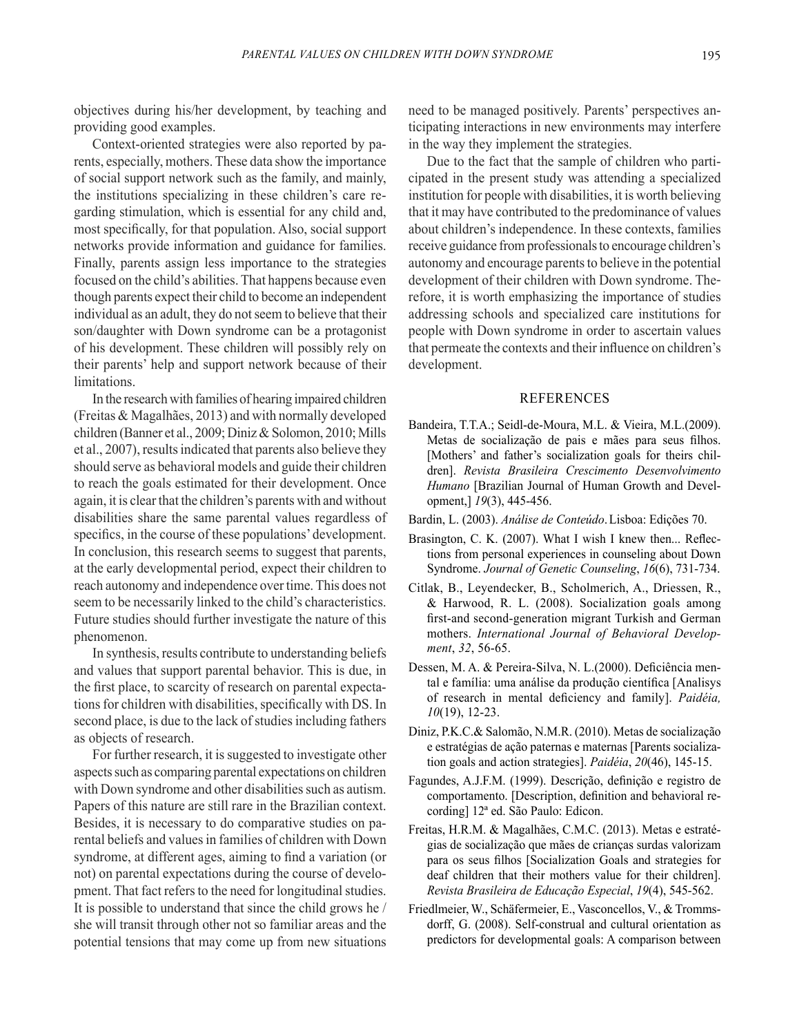objectives during his/her development, by teaching and providing good examples.

Context-oriented strategies were also reported by parents, especially, mothers. These data show the importance of social support network such as the family, and mainly, the institutions specializing in these children's care regarding stimulation, which is essential for any child and, most specifically, for that population. Also, social support networks provide information and guidance for families. Finally, parents assign less importance to the strategies focused on the child's abilities. That happens because even though parents expect their child to become an independent individual as an adult, they do not seem to believe that their son/daughter with Down syndrome can be a protagonist of his development. These children will possibly rely on their parents' help and support network because of their limitations.

In the research with families of hearing impaired children (Freitas & Magalhães, 2013) and with normally developed children (Banner et al., 2009; Diniz & Solomon, 2010; Mills et al., 2007), results indicated that parents also believe they should serve as behavioral models and guide their children to reach the goals estimated for their development. Once again, it is clear that the children's parents with and without disabilities share the same parental values regardless of specifics, in the course of these populations' development. In conclusion, this research seems to suggest that parents, at the early developmental period, expect their children to reach autonomy and independence over time. This does not seem to be necessarily linked to the child's characteristics. Future studies should further investigate the nature of this phenomenon.

In synthesis, results contribute to understanding beliefs and values that support parental behavior. This is due, in the first place, to scarcity of research on parental expectations for children with disabilities, specifically with DS. In second place, is due to the lack of studies including fathers as objects of research.

For further research, it is suggested to investigate other aspects such as comparing parental expectations on children with Down syndrome and other disabilities such as autism. Papers of this nature are still rare in the Brazilian context. Besides, it is necessary to do comparative studies on parental beliefs and values in families of children with Down syndrome, at different ages, aiming to find a variation (or not) on parental expectations during the course of development. That fact refers to the need for longitudinal studies. It is possible to understand that since the child grows he / she will transit through other not so familiar areas and the potential tensions that may come up from new situations need to be managed positively. Parents' perspectives anticipating interactions in new environments may interfere in the way they implement the strategies.

Due to the fact that the sample of children who participated in the present study was attending a specialized institution for people with disabilities, it is worth believing that it may have contributed to the predominance of values about children's independence. In these contexts, families receive guidance from professionals to encourage children's autonomy and encourage parents to believe in the potential development of their children with Down syndrome. Therefore, it is worth emphasizing the importance of studies addressing schools and specialized care institutions for people with Down syndrome in order to ascertain values that permeate the contexts and their influence on children's development.

## REFERENCES

Bandeira, T.T.A.; Seidl-de-Moura, M.L. & Vieira, M.L.(2009). Metas de socialização de pais e mães para seus filhos. [Mothers' and father's socialization goals for theirs children]. *Revista Brasileira Crescimento Desenvolvimento Humano* [Brazilian Journal of Human Growth and Development,] *19*(3), 445-456.

Bardin, L. (2003). *Análise de Conteúdo*. Lisboa: Edições 70.

Brasington, C. K. (2007). What I wish I knew then... Reflections from personal experiences in counseling about Down Syndrome. *Journal of Genetic Counseling*, *16*(6), 731-734.

Citlak, B., Leyendecker, B., Scholmerich, A., Driessen, R., & Harwood, R. L. (2008). Socialization goals among first-and second-generation migrant Turkish and German mothers. *International Journal of Behavioral Development*, *32*, 56-65.

Dessen, M. A. & Pereira-Silva, N. L.(2000). Deficiência mental e família: uma análise da produção científica [Analisys of research in mental deficiency and family]. *Paidéia, 10*(19), 12-23.

Diniz, P.K.C.& Salomão, N.M.R. (2010). Metas de socialização e estratégias de ação paternas e maternas [Parents socialization goals and action strategies]. *Paidéia*, *20*(46), 145-15.

Fagundes, A.J.F.M. (1999). Descrição, definição e registro de comportamento. [Description, definition and behavioral recording] 12ª ed. São Paulo: Edicon.

Freitas, H.R.M. & Magalhães, C.M.C. (2013). Metas e estratégias de socialização que mães de crianças surdas valorizam para os seus filhos [Socialization Goals and strategies for deaf children that their mothers value for their children]. *Revista Brasileira de Educação Especial*, *19*(4), 545-562.

Friedlmeier, W., Schäfermeier, E., Vasconcellos, V., & Trommsdorff, G. (2008). Self-construal and cultural orientation as predictors for developmental goals: A comparison between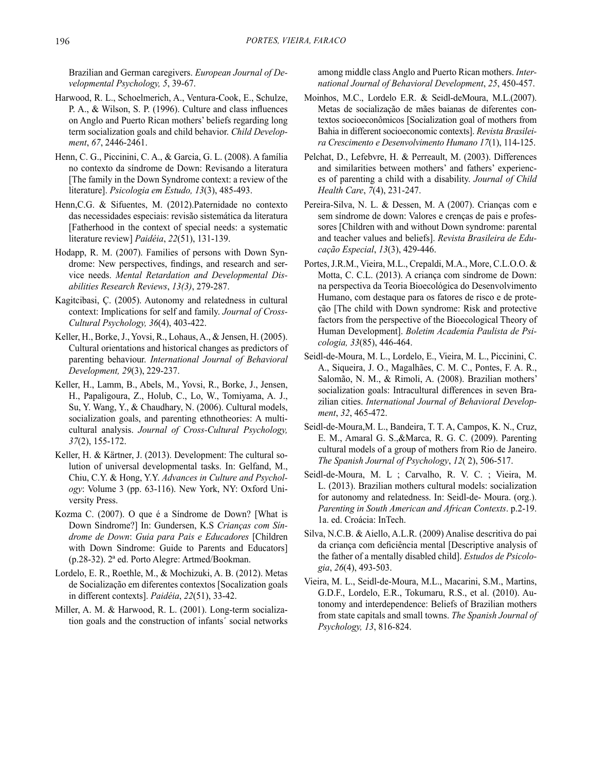Brazilian and German caregivers. *European Journal of Developmental Psychology, 5*, 39-67.

Harwood, R. L., Schoelmerich, A., Ventura-Cook, E., Schulze, P. A., & Wilson, S. P. (1996). Culture and class influences on Anglo and Puerto Rican mothers' beliefs regarding long term socialization goals and child behavior. *Child Development*, *67*, 2446-2461.

Henn, C. G., Piccinini, C. A., & Garcia, G. L. (2008). A família no contexto da síndrome de Down: Revisando a literatura [The family in the Down Syndrome context: a review of the literature]. *Psicologia em Estudo, 13*(3), 485-493.

Henn,C.G. & Sifuentes, M. (2012).Paternidade no contexto das necessidades especiais: revisão sistemática da literatura [Fatherhood in the context of special needs: a systematic literature review] *Paidéia*, *22*(51), 131-139.

Hodapp, R. M. (2007). Families of persons with Down Syndrome: New perspectives, findings, and research and service needs. *Mental Retardation and Developmental Disabilities Research Reviews*, *13(3)*, 279-287.

Kagitcibasi, Ç. (2005). Autonomy and relatedness in cultural context: Implications for self and family. *Journal of Cross-Cultural Psychology, 36*(4), 403-422.

Keller, H., Borke, J., Yovsi, R., Lohaus, A., & Jensen, H. (2005). Cultural orientations and historical changes as predictors of parenting behaviour. *International Journal of Behavioral Development, 29*(3), 229-237.

Keller, H., Lamm, B., Abels, M., Yovsi, R., Borke, J., Jensen, H., Papaligoura, Z., Holub, C., Lo, W., Tomiyama, A. J., Su, Y. Wang, Y., & Chaudhary, N. (2006). Cultural models, socialization goals, and parenting ethnotheories: A multicultural analysis. *Journal of Cross-Cultural Psychology, 37*(2), 155-172.

Keller, H. & Kärtner, J. (2013). Development: The cultural solution of universal developmental tasks. In: Gelfand, M., Chiu, C.Y. & Hong, Y.Y. *Advances in Culture and Psychology*: Volume 3 (pp. 63-116). New York, NY: Oxford University Press.

Kozma C. (2007). O que é a Síndrome de Down? [What is Down Sindrome?] In: Gundersen, K.S *Crianças com Síndrome de Down*: *Guia para Pais e Educadores* [Children with Down Sindrome: Guide to Parents and Educators] (p.28-32). 2ª ed. Porto Alegre: Artmed/Bookman.

Lordelo, E. R., Roethle, M., & Mochizuki, A. B. (2012). Metas de Socialização em diferentes contextos [Socalization goals in different contexts]. *Paidéia*, *22*(51), 33-42.

Miller, A. M. & Harwood, R. L. (2001). Long-term socialization goals and the construction of infants´ social networks among middle class Anglo and Puerto Rican mothers. *International Journal of Behavioral Development*, *25*, 450-457.

Moinhos, M.C., Lordelo E.R. & Seidl-deMoura, M.L.(2007). Metas de socialização de mães baianas de diferentes contextos socioeconômicos [Socialization goal of mothers from Bahia in different socioeconomic contexts]. *Revista Brasileira Crescimento e Desenvolvimento Humano 17*(1), 114-125.

Pelchat, D., Lefebvre, H. & Perreault, M. (2003). Differences and similarities between mothers' and fathers' experiences of parenting a child with a disability. *Journal of Child Health Care*, *7*(4), 231-247.

Pereira-Silva, N. L. & Dessen, M. A (2007). Crianças com e sem síndrome de down: Valores e crenças de pais e professores [Children with and without Down syndrome: parental and teacher values and beliefs]. *Revista Brasileira de Educação Especial*, *13*(3), 429-446.

Portes, J.R.M., Vieira, M.L., Crepaldi, M.A., More, C.L.O.O. & Motta, C. C.L. (2013). A criança com síndrome de Down: na perspectiva da Teoria Bioecológica do Desenvolvimento Humano, com destaque para os fatores de risco e de proteção [The child with Down syndrome: Risk and protective factors from the perspective of the Bioecological Theory of Human Development]. *Boletim Academia Paulista de Psicologia, 33*(85), 446-464.

Seidl-de-Moura, M. L., Lordelo, E., Vieira, M. L., Piccinini, C. A., Siqueira, J. O., Magalhães, C. M. C., Pontes, F. A. R., Salomão, N. M., & Rimoli, A. (2008). Brazilian mothers' socialization goals: Intracultural differences in seven Brazilian cities. *International Journal of Behavioral Development*, *32*, 465-472.

Seidl-de-Moura,M. L., Bandeira, T. T. A, Campos, K. N., Cruz, E. M., Amaral G. S.,&Marca, R. G. C. (2009). Parenting cultural models of a group of mothers from Rio de Janeiro. *The Spanish Journal of Psychology*, *12*( 2), 506-517.

Seidl-de-Moura, M. L ; Carvalho, R. V. C. ; Vieira, M. L. (2013). Brazilian mothers cultural models: socialization for autonomy and relatedness. In: Seidl-de- Moura. (org.). *Parenting in South American and African Contexts*. p.2-19. 1a. ed. Croácia: InTech.

Silva, N.C.B. & Aiello, A.L.R. (2009) Analise descritiva do pai da criança com deficiência mental [Descriptive analysis of the father of a mentally disabled child]. *Estudos de Psicologia*, *26*(4), 493-503.

Vieira, M. L., Seidl-de-Moura, M.L., Macarini, S.M., Martins, G.D.F., Lordelo, E.R., Tokumaru, R.S., et al. (2010). Autonomy and interdependence: Beliefs of Brazilian mothers from state capitals and small towns. *The Spanish Journal of Psychology, 13*, 816-824.